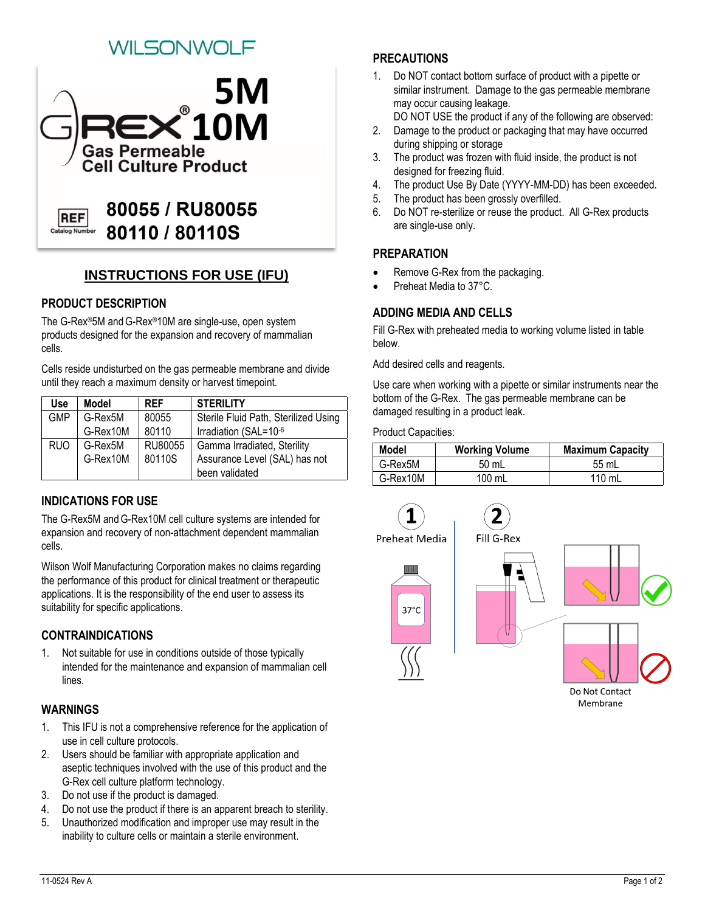WILSONWOLF

# G-REX® 5M 10M Gas Permeable Cell Culture Product

REF Catalog Number **80055 / RU80055**
**80110 / 80110S**

## INSTRUCTIONS FOR USE (IFU)

### PRODUCT DESCRIPTION

The G-Rex®5M and G-Rex®10M are single-use, open system products designed for the expansion and recovery of mammalian cells.

Cells reside undisturbed on the gas permeable membrane and divide until they reach a maximum density or harvest timepoint.

| Use | Model | REF | STERILITY |
|---|---|---|---|
| GMP | G-Rex5M<br>G-Rex10M | 80055<br>80110 | Sterile Fluid Path, Sterilized Using Irradiation (SAL=$10^{-6}$ |
| RUO | G-Rex5M<br>G-Rex10M | RU80055<br>80110S | Gamma Irradiated, Sterility Assurance Level (SAL) has not been validated |

### INDICATIONS FOR USE

The G-Rex5M and G-Rex10M cell culture systems are intended for expansion and recovery of non-attachment dependent mammalian cells.

Wilson Wolf Manufacturing Corporation makes no claims regarding the performance of this product for clinical treatment or therapeutic applications. It is the responsibility of the end user to assess its suitability for specific applications.

### CONTRAINDICATIONS

1. Not suitable for use in conditions outside of those typically intended for the maintenance and expansion of mammalian cell lines.

### WARNINGS

1. This IFU is not a comprehensive reference for the application of use in cell culture protocols.
2. Users should be familiar with appropriate application and aseptic techniques involved with the use of this product and the G-Rex cell culture platform technology.
3. Do not use if the product is damaged.
4. Do not use the product if there is an apparent breach to sterility.
5. Unauthorized modification and improper use may result in the inability to culture cells or maintain a sterile environment.

### PRECAUTIONS

1. Do NOT contact bottom surface of product with a pipette or similar instrument. Damage to the gas permeable membrane may occur causing leakage.
   DO NOT USE the product if any of the following are observed:
2. Damage to the product or packaging that may have occurred during shipping or storage
3. The product was frozen with fluid inside, the product is not designed for freezing fluid.
4. The product Use By Date (YYYY-MM-DD) has been exceeded.
5. The product has been grossly overfilled.
6. Do NOT re-sterilize or reuse the product. All G-Rex products are single-use only.

### PREPARATION

- Remove G-Rex from the packaging.
- Preheat Media to 37°C.

### ADDING MEDIA AND CELLS

Fill G-Rex with preheated media to working volume listed in table below.

Add desired cells and reagents.

Use care when working with a pipette or similar instruments near the bottom of the G-Rex. The gas permeable membrane can be damaged resulting in a product leak.

Product Capacities:

| Model | Working Volume | Maximum Capacity |
|---|---|---|
| G-Rex5M | 50 mL | 55 mL |
| G-Rex10M | 100 mL | 110 mL |

1 Preheat Media — 37°C

2 Fill G-Rex

Do Not Contact Membrane

11-0524 Rev A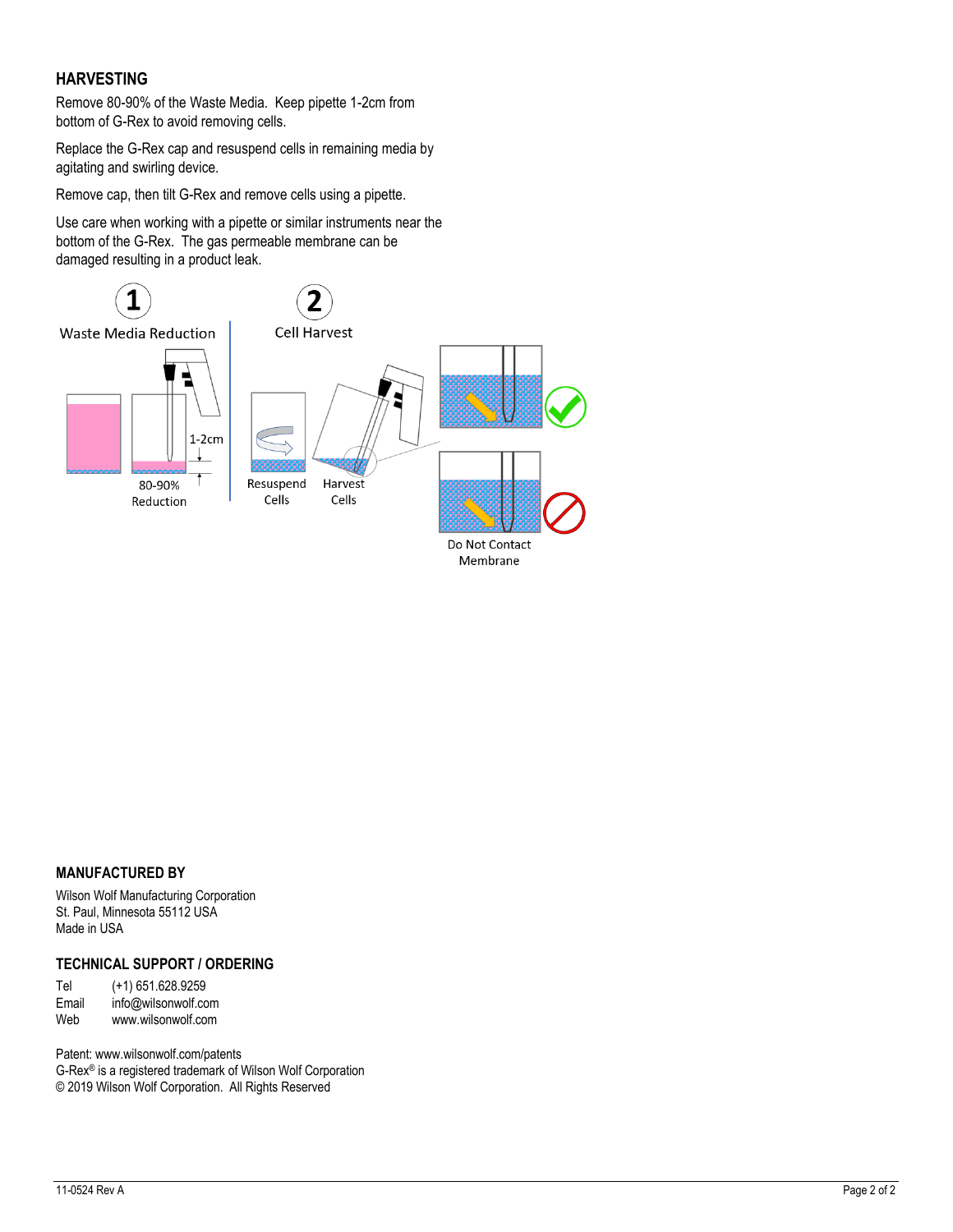## HARVESTING

Remove 80-90% of the Waste Media. Keep pipette 1-2cm from bottom of G-Rex to avoid removing cells.

Replace the G-Rex cap and resuspend cells in remaining media by agitating and swirling device.

Remove cap, then tilt G-Rex and remove cells using a pipette.

Use care when working with a pipette or similar instruments near the bottom of the G-Rex. The gas permeable membrane can be damaged resulting in a product leak.

1 Waste Media Reduction

1-2cm

80-90% Reduction

2 Cell Harvest

Resuspend Cells

Harvest Cells

Do Not Contact Membrane

## MANUFACTURED BY

Wilson Wolf Manufacturing Corporation
St. Paul, Minnesota 55112 USA
Made in USA

## TECHNICAL SUPPORT / ORDERING

| | |
|---|---|
| Tel | (+1) 651.628.9259 |
| Email | info@wilsonwolf.com |
| Web | www.wilsonwolf.com |

Patent: www.wilsonwolf.com/patents
G-Rex® is a registered trademark of Wilson Wolf Corporation
© 2019 Wilson Wolf Corporation. All Rights Reserved

11-0524 Rev A